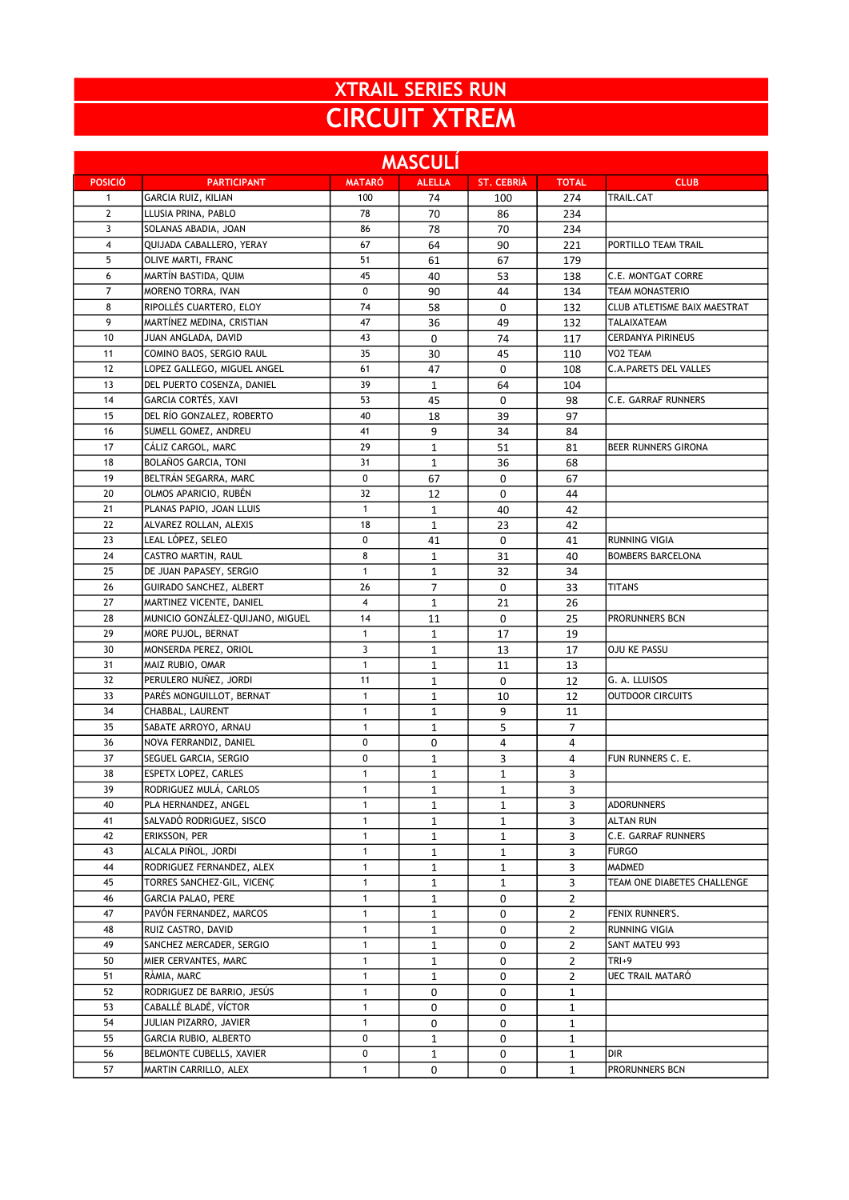# XTRAIL SERIES RUN

# CIRCUIT XTREM

## MASCULÍ

| POSICIÓ | PARTICIPANT | MATARÓ | ALELLA | ST. CEBRIÀ | TOTAL | CLUB |
|---|---|---|---|---|---|---|
| 1 | GARCIA RUIZ, KILIAN | 100 | 74 | 100 | 274 | TRAIL.CAT |
| 2 | LLUSIA PRINA, PABLO | 78 | 70 | 86 | 234 | |
| 3 | SOLANAS ABADIA, JOAN | 86 | 78 | 70 | 234 | |
| 4 | QUIJADA CABALLERO, YERAY | 67 | 64 | 90 | 221 | PORTILLO TEAM TRAIL |
| 5 | OLIVE MARTI, FRANC | 51 | 61 | 67 | 179 | |
| 6 | MARTÍN BASTIDA, QUIM | 45 | 40 | 53 | 138 | C.E. MONTGAT CORRE |
| 7 | MORENO TORRA, IVAN | 0 | 90 | 44 | 134 | TEAM MONASTERIO |
| 8 | RIPOLLÉS CUARTERO, ELOY | 74 | 58 | 0 | 132 | CLUB ATLETISME BAIX MAESTRAT |
| 9 | MARTÍNEZ MEDINA, CRISTIAN | 47 | 36 | 49 | 132 | TALAIXATEAM |
| 10 | JUAN ANGLADA, DAVID | 43 | 0 | 74 | 117 | CERDANYA PIRINEUS |
| 11 | COMINO BAOS, SERGIO RAUL | 35 | 30 | 45 | 110 | VO2 TEAM |
| 12 | LOPEZ GALLEGO, MIGUEL ANGEL | 61 | 47 | 0 | 108 | C.A.PARETS DEL VALLES |
| 13 | DEL PUERTO COSENZA, DANIEL | 39 | 1 | 64 | 104 | |
| 14 | GARCIA CORTÉS, XAVI | 53 | 45 | 0 | 98 | C.E. GARRAF RUNNERS |
| 15 | DEL RÍO GONZALEZ, ROBERTO | 40 | 18 | 39 | 97 | |
| 16 | SUMELL GOMEZ, ANDREU | 41 | 9 | 34 | 84 | |
| 17 | CÁLIZ CARGOL, MARC | 29 | 1 | 51 | 81 | BEER RUNNERS GIRONA |
| 18 | BOLAÑOS GARCIA, TONI | 31 | 1 | 36 | 68 | |
| 19 | BELTRÁN SEGARRA, MARC | 0 | 67 | 0 | 67 | |
| 20 | OLMOS APARICIO, RUBÉN | 32 | 12 | 0 | 44 | |
| 21 | PLANAS PAPIO, JOAN LLUIS | 1 | 1 | 40 | 42 | |
| 22 | ALVAREZ ROLLAN, ALEXIS | 18 | 1 | 23 | 42 | |
| 23 | LEAL LÓPEZ, SELEO | 0 | 41 | 0 | 41 | RUNNING VIGIA |
| 24 | CASTRO MARTIN, RAUL | 8 | 1 | 31 | 40 | BOMBERS BARCELONA |
| 25 | DE JUAN PAPASEY, SERGIO | 1 | 1 | 32 | 34 | |
| 26 | GUIRADO SANCHEZ, ALBERT | 26 | 7 | 0 | 33 | TITANS |
| 27 | MARTINEZ VICENTE, DANIEL | 4 | 1 | 21 | 26 | |
| 28 | MUNICIO GONZÁLEZ-QUIJANO, MIGUEL | 14 | 11 | 0 | 25 | PRORUNNERS BCN |
| 29 | MORE PUJOL, BERNAT | 1 | 1 | 17 | 19 | |
| 30 | MONSERDA PEREZ, ORIOL | 3 | 1 | 13 | 17 | OJU KE PASSU |
| 31 | MAIZ RUBIO, OMAR | 1 | 1 | 11 | 13 | |
| 32 | PERULERO NUÑEZ, JORDI | 11 | 1 | 0 | 12 | G. A. LLUISOS |
| 33 | PARÉS MONGUILLOT, BERNAT | 1 | 1 | 10 | 12 | OUTDOOR CIRCUITS |
| 34 | CHABBAL, LAURENT | 1 | 1 | 9 | 11 | |
| 35 | SABATE ARROYO, ARNAU | 1 | 1 | 5 | 7 | |
| 36 | NOVA FERRANDIZ, DANIEL | 0 | 0 | 4 | 4 | |
| 37 | SEGUEL GARCIA, SERGIO | 0 | 1 | 3 | 4 | FUN RUNNERS C. E. |
| 38 | ESPETX LOPEZ, CARLES | 1 | 1 | 1 | 3 | |
| 39 | RODRIGUEZ MULÁ, CARLOS | 1 | 1 | 1 | 3 | |
| 40 | PLA HERNANDEZ, ANGEL | 1 | 1 | 1 | 3 | ADORUNNERS |
| 41 | SALVADÓ RODRIGUEZ, SISCO | 1 | 1 | 1 | 3 | ALTAN RUN |
| 42 | ERIKSSON, PER | 1 | 1 | 1 | 3 | C.E. GARRAF RUNNERS |
| 43 | ALCALA PIÑOL, JORDI | 1 | 1 | 1 | 3 | FURGO |
| 44 | RODRIGUEZ FERNANDEZ, ALEX | 1 | 1 | 1 | 3 | MADMED |
| 45 | TORRES SANCHEZ-GIL, VICENÇ | 1 | 1 | 1 | 3 | TEAM ONE DIABETES CHALLENGE |
| 46 | GARCIA PALAO, PERE | 1 | 1 | 0 | 2 | |
| 47 | PAVÓN FERNANDEZ, MARCOS | 1 | 1 | 0 | 2 | FENIX RUNNER'S. |
| 48 | RUIZ CASTRO, DAVID | 1 | 1 | 0 | 2 | RUNNING VIGIA |
| 49 | SANCHEZ MERCADER, SERGIO | 1 | 1 | 0 | 2 | SANT MATEU 993 |
| 50 | MIER CERVANTES, MARC | 1 | 1 | 0 | 2 | TRI+9 |
| 51 | RÀMIA, MARC | 1 | 1 | 0 | 2 | UEC TRAIL MATARÓ |
| 52 | RODRIGUEZ DE BARRIO, JESÚS | 1 | 0 | 0 | 1 | |
| 53 | CABALLÉ BLADÉ, VÍCTOR | 1 | 0 | 0 | 1 | |
| 54 | JULIAN PIZARRO, JAVIER | 1 | 0 | 0 | 1 | |
| 55 | GARCIA RUBIO, ALBERTO | 0 | 1 | 0 | 1 | |
| 56 | BELMONTE CUBELLS, XAVIER | 0 | 1 | 0 | 1 | DIR |
| 57 | MARTIN CARRILLO, ALEX | 1 | 0 | 0 | 1 | PRORUNNERS BCN |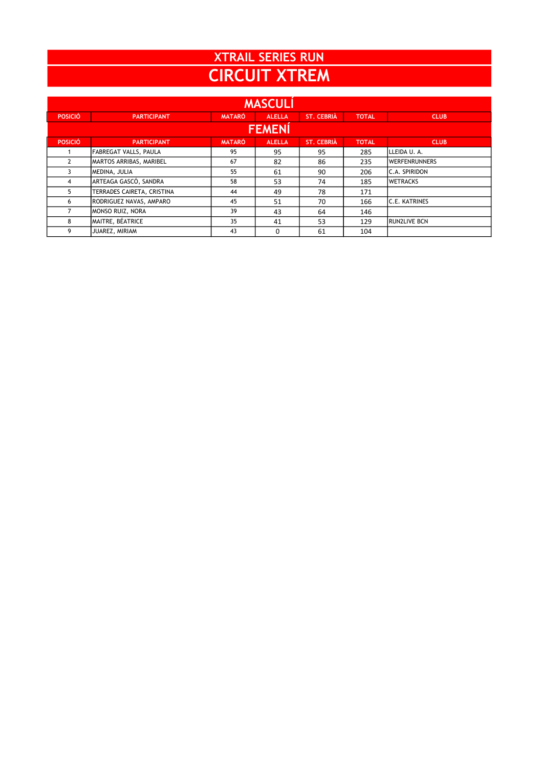# XTRAIL SERIES RUN

# CIRCUIT XTREM

## MASCULÍ

| POSICIÓ | PARTICIPANT | MATARÓ | ALELLA | ST. CEBRIÀ | TOTAL | CLUB |
|---|---|---|---|---|---|---|

## FEMENÍ

| POSICIÓ | PARTICIPANT | MATARÓ | ALELLA | ST. CEBRIÀ | TOTAL | CLUB |
|---|---|---|---|---|---|---|
| 1 | FABREGAT VALLS, PAULA | 95 | 95 | 95 | 285 | LLEIDA U. A. |
| 2 | MARTOS ARRIBAS, MARIBEL | 67 | 82 | 86 | 235 | WERFENRUNNERS |
| 3 | MEDINA, JULIA | 55 | 61 | 90 | 206 | C.A. SPIRIDON |
| 4 | ARTEAGA GASCÓ, SANDRA | 58 | 53 | 74 | 185 | WETRACKS |
| 5 | TERRADES CAIRETA, CRISTINA | 44 | 49 | 78 | 171 | |
| 6 | RODRIGUEZ NAVAS, AMPARO | 45 | 51 | 70 | 166 | C.E. KATRINES |
| 7 | MONSO RUIZ, NORA | 39 | 43 | 64 | 146 | |
| 8 | MAITRE, BÉATRICE | 35 | 41 | 53 | 129 | RUN2LIVE BCN |
| 9 | JUAREZ, MIRIAM | 43 | 0 | 61 | 104 | |